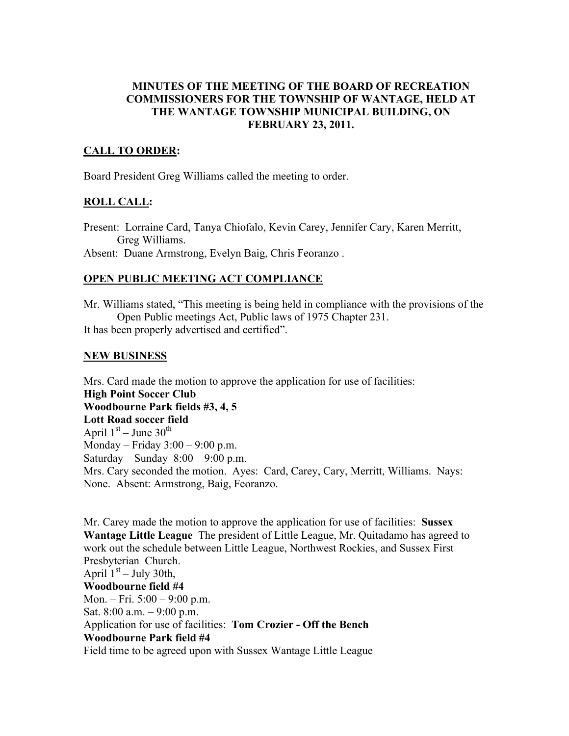**MINUTES OF THE MEETING OF THE BOARD OF RECREATION COMMISSIONERS FOR THE TOWNSHIP OF WANTAGE, HELD AT THE WANTAGE TOWNSHIP MUNICIPAL BUILDING, ON FEBRUARY 23, 2011.**

## CALL TO ORDER:

Board President Greg Williams called the meeting to order.

## ROLL CALL:

Present: Lorraine Card, Tanya Chiofalo, Kevin Carey, Jennifer Cary, Karen Merritt, Greg Williams.
Absent: Duane Armstrong, Evelyn Baig, Chris Feoranzo .

## OPEN PUBLIC MEETING ACT COMPLIANCE

Mr. Williams stated, "This meeting is being held in compliance with the provisions of the Open Public meetings Act, Public laws of 1975 Chapter 231.
It has been properly advertised and certified".

## NEW BUSINESS

Mrs. Card made the motion to approve the application for use of facilities:
**High Point Soccer Club**
**Woodbourne Park fields #3, 4, 5**
**Lott Road soccer field**
April 1st – June 30th
Monday – Friday 3:00 – 9:00 p.m.
Saturday – Sunday 8:00 – 9:00 p.m.
Mrs. Cary seconded the motion. Ayes: Card, Carey, Cary, Merritt, Williams. Nays: None. Absent: Armstrong, Baig, Feoranzo.

Mr. Carey made the motion to approve the application for use of facilities: **Sussex Wantage Little League** The president of Little League, Mr. Quitadamo has agreed to work out the schedule between Little League, Northwest Rockies, and Sussex First Presbyterian Church.
April 1st – July 30th,
**Woodbourne field #4**
Mon. – Fri. 5:00 – 9:00 p.m.
Sat. 8:00 a.m. – 9:00 p.m.
Application for use of facilities: **Tom Crozier - Off the Bench**
**Woodbourne Park field #4**
Field time to be agreed upon with Sussex Wantage Little League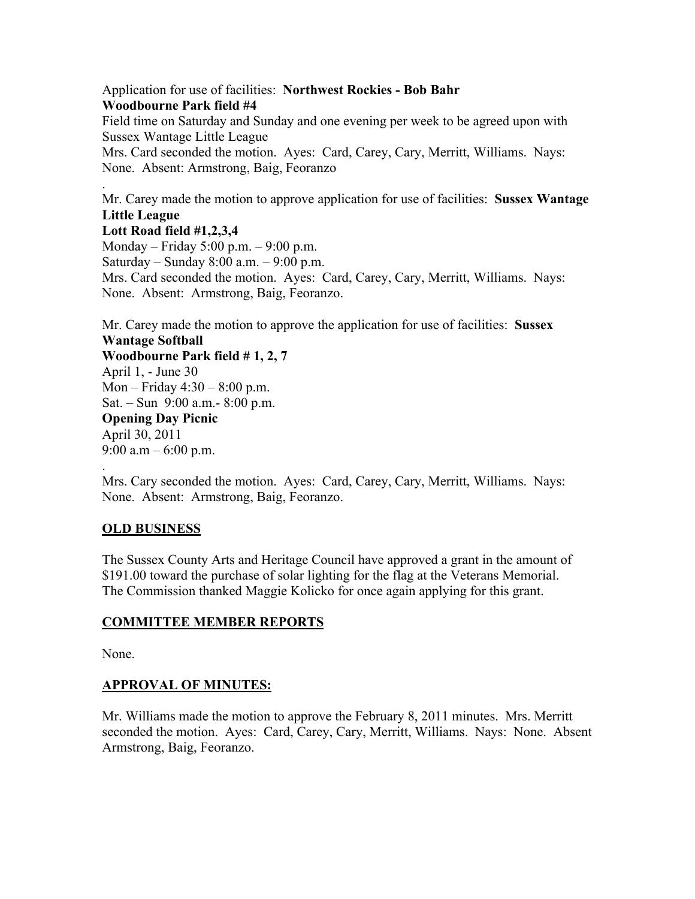Application for use of facilities: **Northwest Rockies - Bob Bahr**
**Woodbourne Park field #4**
Field time on Saturday and Sunday and one evening per week to be agreed upon with Sussex Wantage Little League
Mrs. Card seconded the motion. Ayes: Card, Carey, Cary, Merritt, Williams. Nays: None. Absent: Armstrong, Baig, Feoranzo

.

Mr. Carey made the motion to approve application for use of facilities: **Sussex Wantage Little League**
**Lott Road field #1,2,3,4**
Monday – Friday 5:00 p.m. – 9:00 p.m.
Saturday – Sunday 8:00 a.m. – 9:00 p.m.
Mrs. Card seconded the motion. Ayes: Card, Carey, Cary, Merritt, Williams. Nays: None. Absent: Armstrong, Baig, Feoranzo.

Mr. Carey made the motion to approve the application for use of facilities: **Sussex Wantage Softball**
**Woodbourne Park field # 1, 2, 7**
April 1, - June 30
Mon – Friday 4:30 – 8:00 p.m.
Sat. – Sun 9:00 a.m.- 8:00 p.m.
**Opening Day Picnic**
April 30, 2011
9:00 a.m – 6:00 p.m.

.

Mrs. Cary seconded the motion. Ayes: Card, Carey, Cary, Merritt, Williams. Nays: None. Absent: Armstrong, Baig, Feoranzo.

## OLD BUSINESS

The Sussex County Arts and Heritage Council have approved a grant in the amount of $191.00 toward the purchase of solar lighting for the flag at the Veterans Memorial. The Commission thanked Maggie Kolicko for once again applying for this grant.

## COMMITTEE MEMBER REPORTS

None.

## APPROVAL OF MINUTES:

Mr. Williams made the motion to approve the February 8, 2011 minutes. Mrs. Merritt seconded the motion. Ayes: Card, Carey, Cary, Merritt, Williams. Nays: None. Absent Armstrong, Baig, Feoranzo.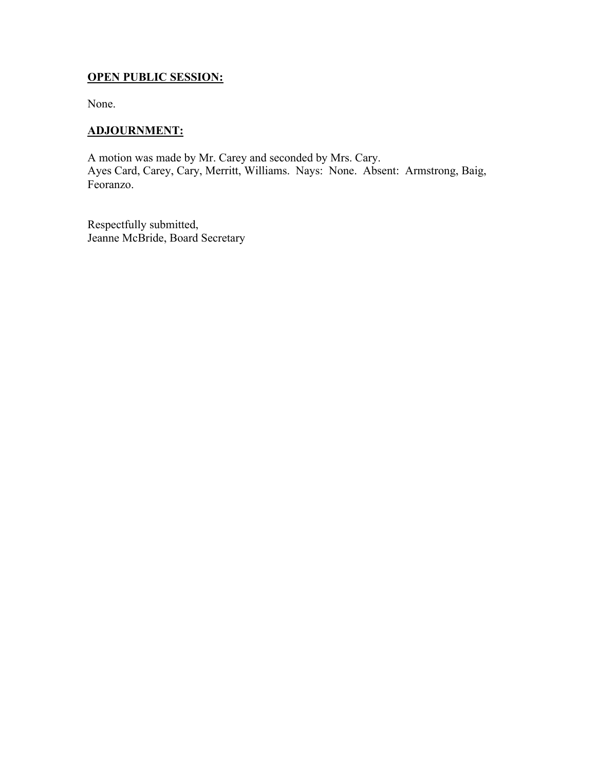**OPEN PUBLIC SESSION:**

None.

**ADJOURNMENT:**

A motion was made by Mr. Carey and seconded by Mrs. Cary.
Ayes Card, Carey, Cary, Merritt, Williams. Nays: None. Absent: Armstrong, Baig, Feoranzo.

Respectfully submitted,
Jeanne McBride, Board Secretary